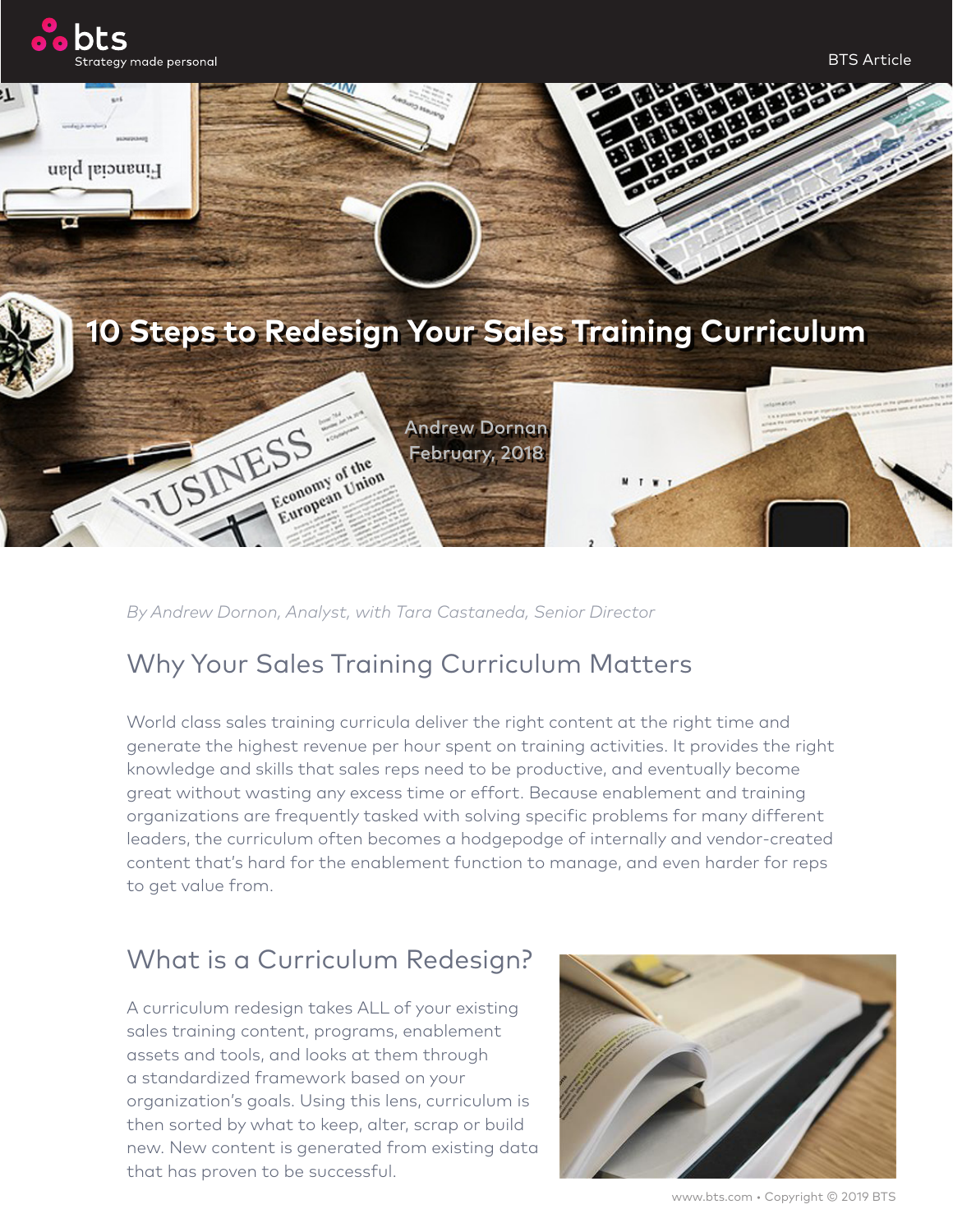# 10 Steps to Redesign Your Sales Training Curriculum

Andrew Dornan
February, 2018

*By Andrew Dornon, Analyst, with Tara Castaneda, Senior Director*

## Why Your Sales Training Curriculum Matters

World class sales training curricula deliver the right content at the right time and generate the highest revenue per hour spent on training activities. It provides the right knowledge and skills that sales reps need to be productive, and eventually become great without wasting any excess time or effort. Because enablement and training organizations are frequently tasked with solving specific problems for many different leaders, the curriculum often becomes a hodgepodge of internally and vendor-created content that's hard for the enablement function to manage, and even harder for reps to get value from.

## What is a Curriculum Redesign?

A curriculum redesign takes ALL of your existing sales training content, programs, enablement assets and tools, and looks at them through a standardized framework based on your organization's goals. Using this lens, curriculum is then sorted by what to keep, alter, scrap or build new. New content is generated from existing data that has proven to be successful.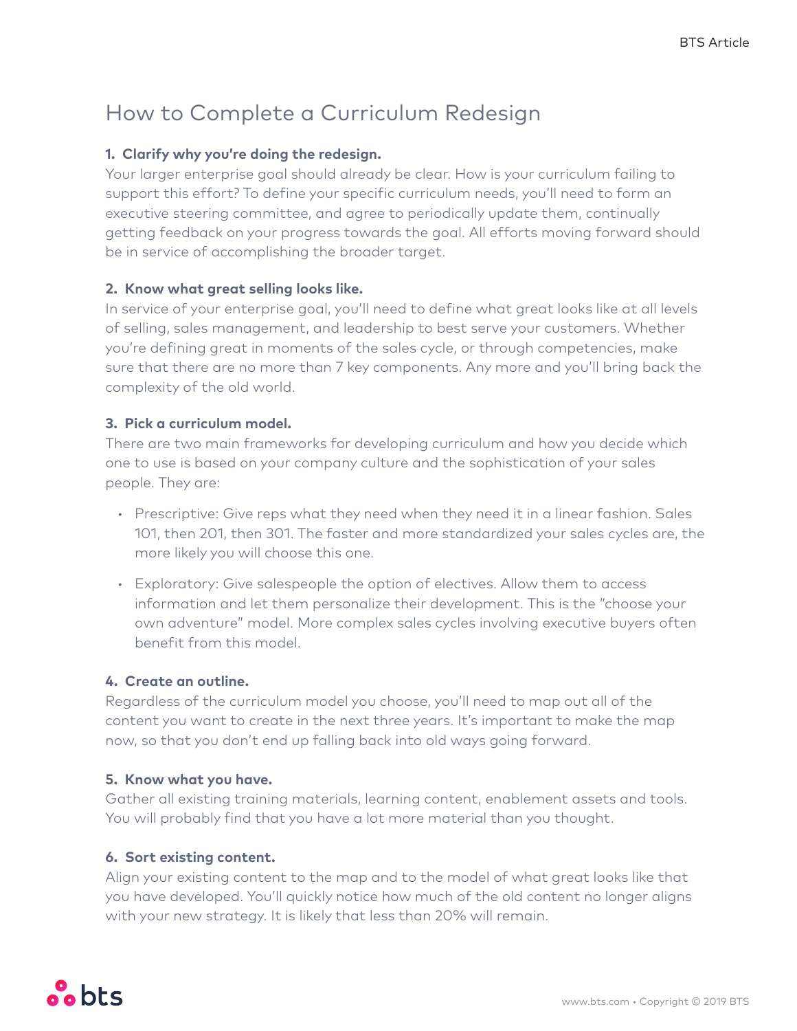# How to Complete a Curriculum Redesign

**1. Clarify why you're doing the redesign.**

Your larger enterprise goal should already be clear. How is your curriculum failing to support this effort? To define your specific curriculum needs, you'll need to form an executive steering committee, and agree to periodically update them, continually getting feedback on your progress towards the goal. All efforts moving forward should be in service of accomplishing the broader target.

**2. Know what great selling looks like.**

In service of your enterprise goal, you'll need to define what great looks like at all levels of selling, sales management, and leadership to best serve your customers. Whether you're defining great in moments of the sales cycle, or through competencies, make sure that there are no more than 7 key components. Any more and you'll bring back the complexity of the old world.

**3. Pick a curriculum model.**

There are two main frameworks for developing curriculum and how you decide which one to use is based on your company culture and the sophistication of your sales people. They are:

- Prescriptive: Give reps what they need when they need it in a linear fashion. Sales 101, then 201, then 301. The faster and more standardized your sales cycles are, the more likely you will choose this one.
- Exploratory: Give salespeople the option of electives. Allow them to access information and let them personalize their development. This is the "choose your own adventure" model. More complex sales cycles involving executive buyers often benefit from this model.

**4. Create an outline.**

Regardless of the curriculum model you choose, you'll need to map out all of the content you want to create in the next three years. It's important to make the map now, so that you don't end up falling back into old ways going forward.

**5. Know what you have.**

Gather all existing training materials, learning content, enablement assets and tools. You will probably find that you have a lot more material than you thought.

**6. Sort existing content.**

Align your existing content to the map and to the model of what great looks like that you have developed. You'll quickly notice how much of the old content no longer aligns with your new strategy. It is likely that less than 20% will remain.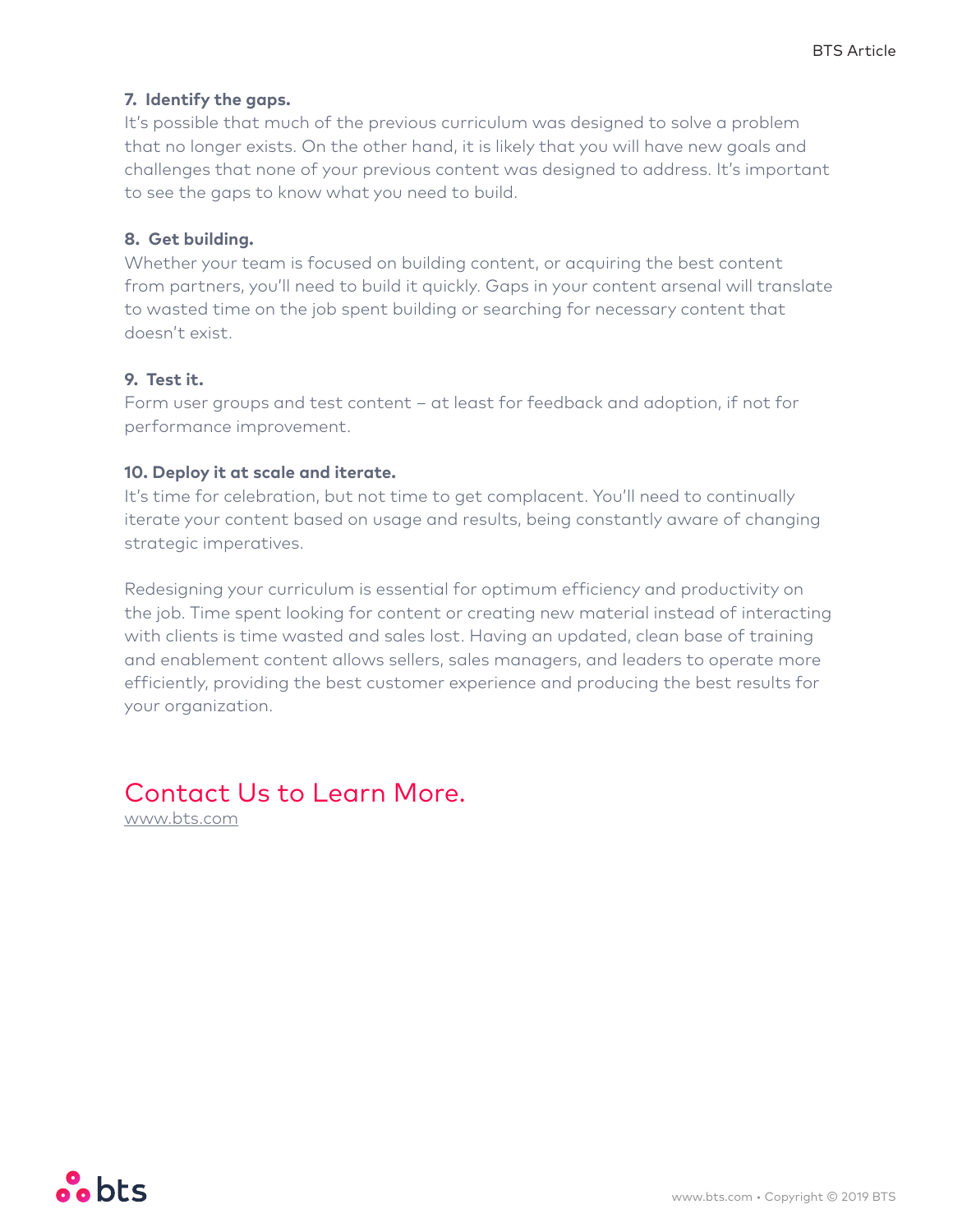**7. Identify the gaps.**
It's possible that much of the previous curriculum was designed to solve a problem that no longer exists. On the other hand, it is likely that you will have new goals and challenges that none of your previous content was designed to address. It's important to see the gaps to know what you need to build.

**8. Get building.**
Whether your team is focused on building content, or acquiring the best content from partners, you'll need to build it quickly. Gaps in your content arsenal will translate to wasted time on the job spent building or searching for necessary content that doesn't exist.

**9. Test it.**
Form user groups and test content – at least for feedback and adoption, if not for performance improvement.

**10. Deploy it at scale and iterate.**
It's time for celebration, but not time to get complacent. You'll need to continually iterate your content based on usage and results, being constantly aware of changing strategic imperatives.

Redesigning your curriculum is essential for optimum efficiency and productivity on the job. Time spent looking for content or creating new material instead of interacting with clients is time wasted and sales lost. Having an updated, clean base of training and enablement content allows sellers, sales managers, and leaders to operate more efficiently, providing the best customer experience and producing the best results for your organization.

## Contact Us to Learn More.

www.bts.com